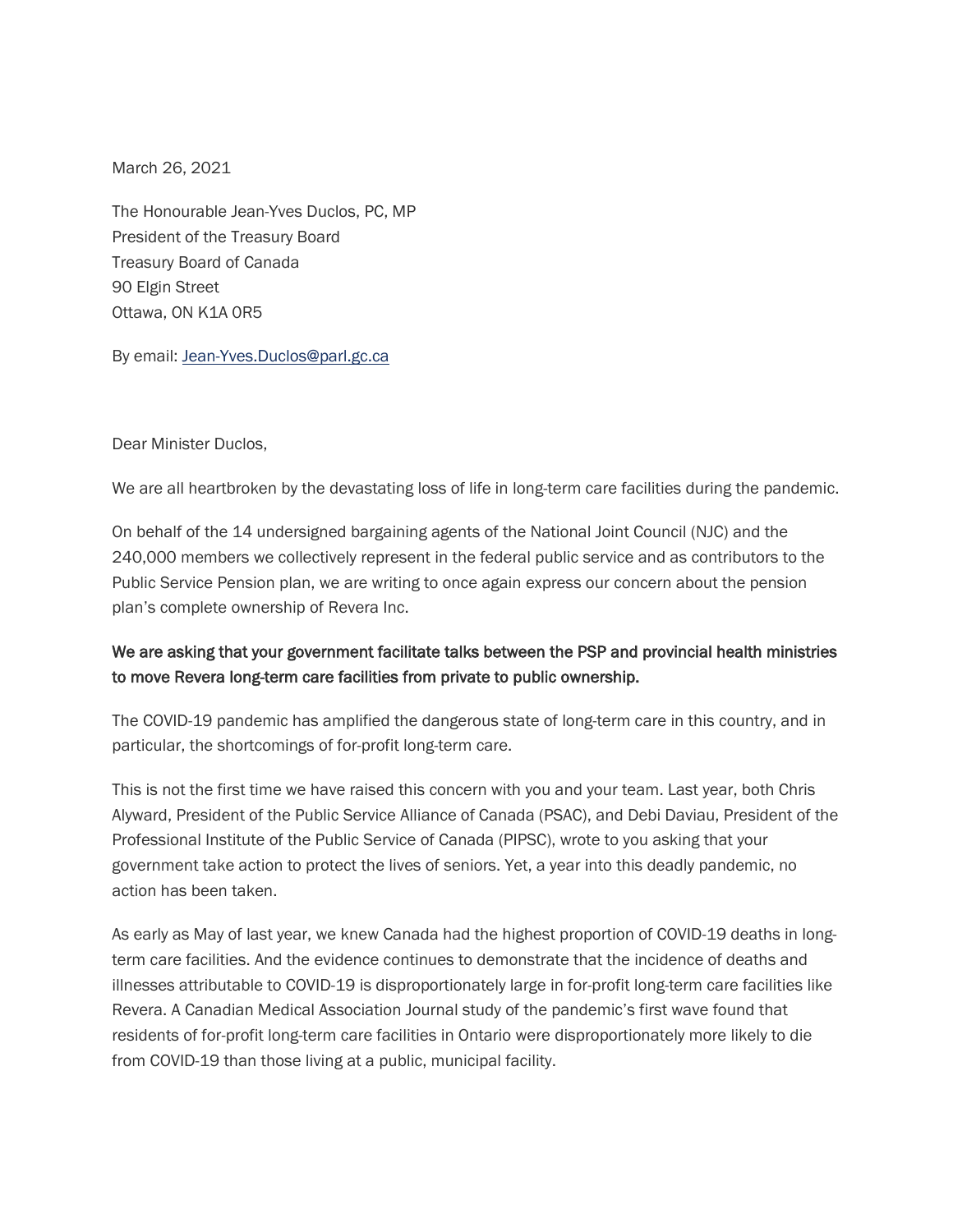March 26, 2021

The Honourable Jean-Yves Duclos, PC, MP  
President of the Treasury Board  
Treasury Board of Canada  
90 Elgin Street  
Ottawa, ON K1A 0R5

By email: Jean-Yves.Duclos@parl.gc.ca

Dear Minister Duclos,

We are all heartbroken by the devastating loss of life in long-term care facilities during the pandemic.

On behalf of the 14 undersigned bargaining agents of the National Joint Council (NJC) and the 240,000 members we collectively represent in the federal public service and as contributors to the Public Service Pension plan, we are writing to once again express our concern about the pension plan's complete ownership of Revera Inc.

**We are asking that your government facilitate talks between the PSP and provincial health ministries to move Revera long-term care facilities from private to public ownership.**

The COVID-19 pandemic has amplified the dangerous state of long-term care in this country, and in particular, the shortcomings of for-profit long-term care.

This is not the first time we have raised this concern with you and your team. Last year, both Chris Alyward, President of the Public Service Alliance of Canada (PSAC), and Debi Daviau, President of the Professional Institute of the Public Service of Canada (PIPSC), wrote to you asking that your government take action to protect the lives of seniors. Yet, a year into this deadly pandemic, no action has been taken.

As early as May of last year, we knew Canada had the highest proportion of COVID-19 deaths in long-term care facilities. And the evidence continues to demonstrate that the incidence of deaths and illnesses attributable to COVID-19 is disproportionately large in for-profit long-term care facilities like Revera. A Canadian Medical Association Journal study of the pandemic's first wave found that residents of for-profit long-term care facilities in Ontario were disproportionately more likely to die from COVID-19 than those living at a public, municipal facility.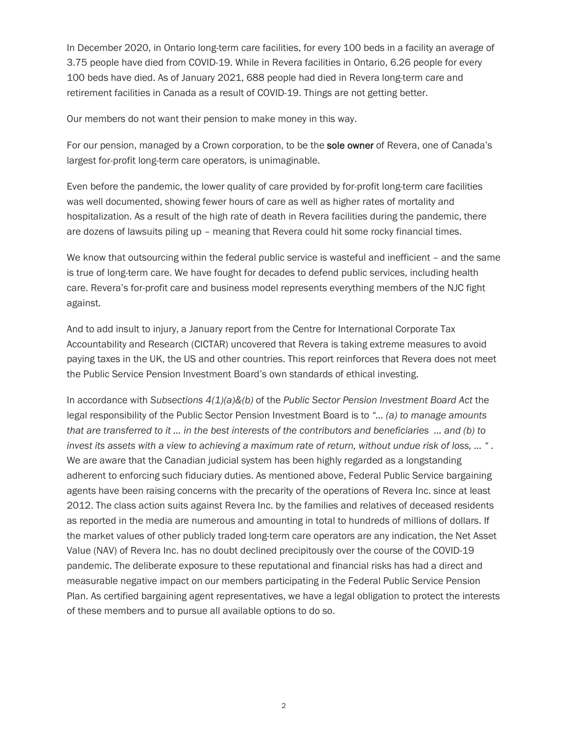In December 2020, in Ontario long-term care facilities, for every 100 beds in a facility an average of 3.75 people have died from COVID-19. While in Revera facilities in Ontario, 6.26 people for every 100 beds have died. As of January 2021, 688 people had died in Revera long-term care and retirement facilities in Canada as a result of COVID-19. Things are not getting better.

Our members do not want their pension to make money in this way.

For our pension, managed by a Crown corporation, to be the **sole owner** of Revera, one of Canada's largest for-profit long-term care operators, is unimaginable.

Even before the pandemic, the lower quality of care provided by for-profit long-term care facilities was well documented, showing fewer hours of care as well as higher rates of mortality and hospitalization. As a result of the high rate of death in Revera facilities during the pandemic, there are dozens of lawsuits piling up – meaning that Revera could hit some rocky financial times.

We know that outsourcing within the federal public service is wasteful and inefficient – and the same is true of long-term care. We have fought for decades to defend public services, including health care. Revera's for-profit care and business model represents everything members of the NJC fight against.

And to add insult to injury, a January report from the Centre for International Corporate Tax Accountability and Research (CICTAR) uncovered that Revera is taking extreme measures to avoid paying taxes in the UK, the US and other countries. This report reinforces that Revera does not meet the Public Service Pension Investment Board's own standards of ethical investing.

In accordance with *Subsections 4(1)(a)&(b)* of the *Public Sector Pension Investment Board Act* the legal responsibility of the Public Sector Pension Investment Board is to *"... (a) to manage amounts that are transferred to it ... in the best interests of the contributors and beneficiaries ... and (b) to invest its assets with a view to achieving a maximum rate of return, without undue risk of loss, ... "* . We are aware that the Canadian judicial system has been highly regarded as a longstanding adherent to enforcing such fiduciary duties. As mentioned above, Federal Public Service bargaining agents have been raising concerns with the precarity of the operations of Revera Inc. since at least 2012. The class action suits against Revera Inc. by the families and relatives of deceased residents as reported in the media are numerous and amounting in total to hundreds of millions of dollars. If the market values of other publicly traded long-term care operators are any indication, the Net Asset Value (NAV) of Revera Inc. has no doubt declined precipitously over the course of the COVID-19 pandemic. The deliberate exposure to these reputational and financial risks has had a direct and measurable negative impact on our members participating in the Federal Public Service Pension Plan. As certified bargaining agent representatives, we have a legal obligation to protect the interests of these members and to pursue all available options to do so.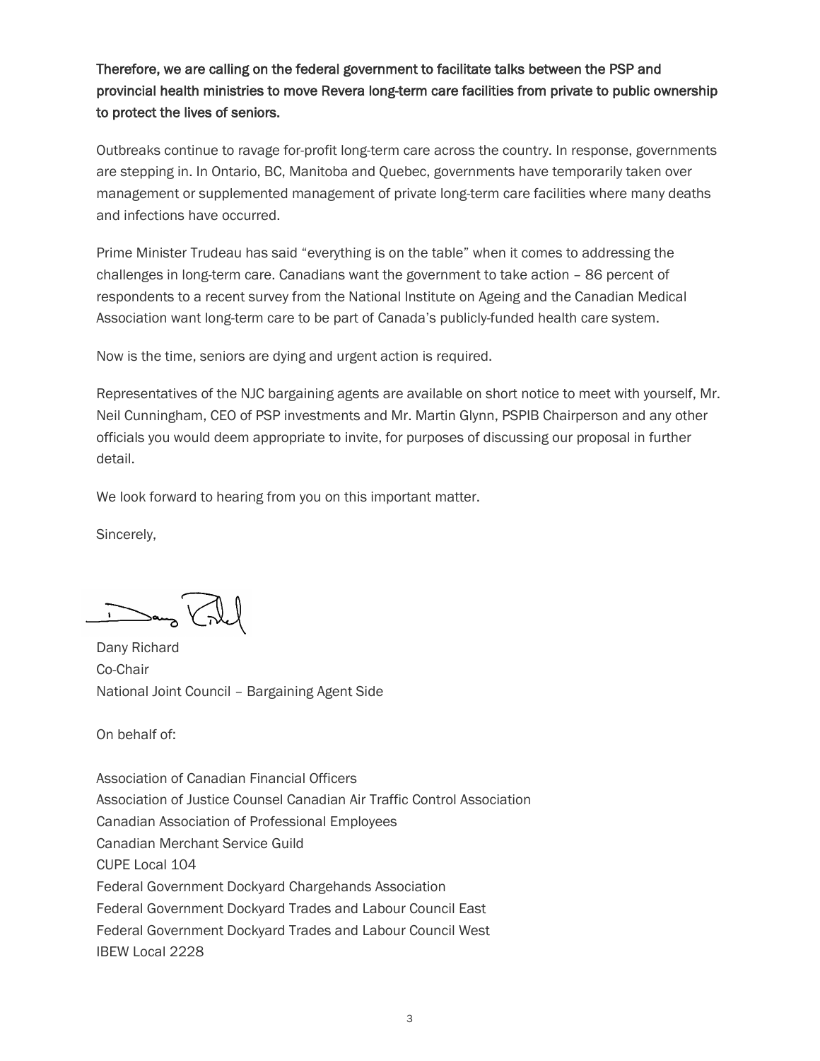**Therefore, we are calling on the federal government to facilitate talks between the PSP and provincial health ministries to move Revera long-term care facilities from private to public ownership to protect the lives of seniors.**

Outbreaks continue to ravage for-profit long-term care across the country. In response, governments are stepping in. In Ontario, BC, Manitoba and Quebec, governments have temporarily taken over management or supplemented management of private long-term care facilities where many deaths and infections have occurred.

Prime Minister Trudeau has said "everything is on the table" when it comes to addressing the challenges in long-term care. Canadians want the government to take action – 86 percent of respondents to a recent survey from the National Institute on Ageing and the Canadian Medical Association want long-term care to be part of Canada's publicly-funded health care system.

Now is the time, seniors are dying and urgent action is required.

Representatives of the NJC bargaining agents are available on short notice to meet with yourself, Mr. Neil Cunningham, CEO of PSP investments and Mr. Martin Glynn, PSPIB Chairperson and any other officials you would deem appropriate to invite, for purposes of discussing our proposal in further detail.

We look forward to hearing from you on this important matter.

Sincerely,

Dany Richard
Co-Chair
National Joint Council – Bargaining Agent Side

On behalf of:

Association of Canadian Financial Officers
Association of Justice Counsel Canadian Air Traffic Control Association
Canadian Association of Professional Employees
Canadian Merchant Service Guild
CUPE Local 104
Federal Government Dockyard Chargehands Association
Federal Government Dockyard Trades and Labour Council East
Federal Government Dockyard Trades and Labour Council West
IBEW Local 2228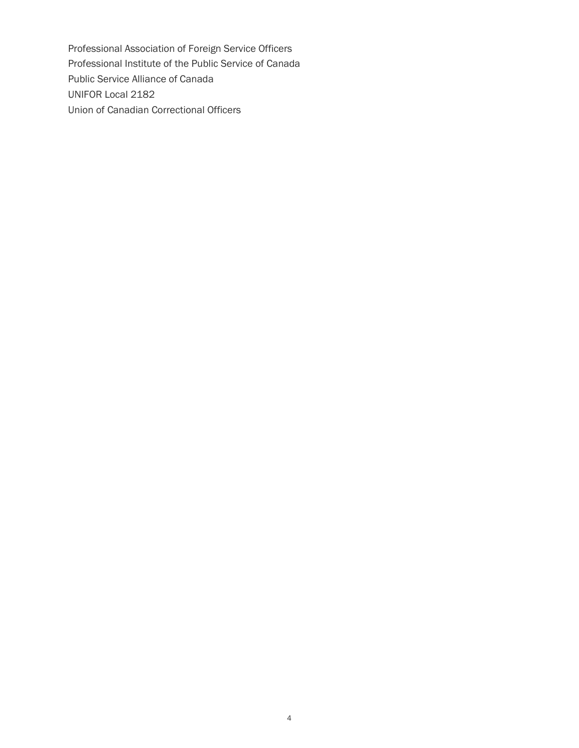Professional Association of Foreign Service Officers
Professional Institute of the Public Service of Canada
Public Service Alliance of Canada
UNIFOR Local 2182
Union of Canadian Correctional Officers